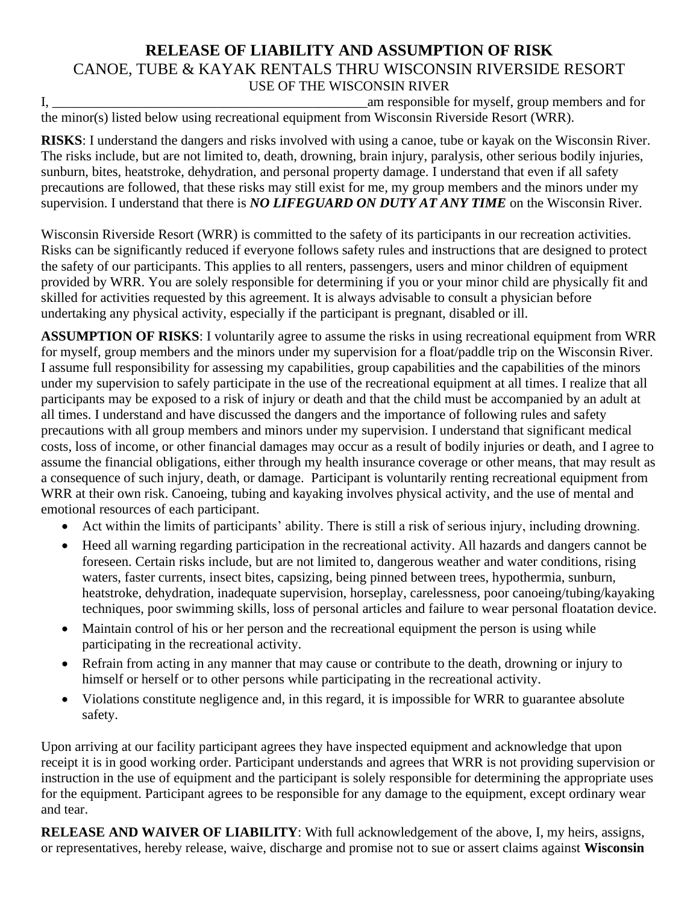# RELEASE OF LIABILITY AND ASSUMPTION OF RISK

## CANOE, TUBE & KAYAK RENTALS THRU WISCONSIN RIVERSIDE RESORT

### USE OF THE WISCONSIN RIVER

I, ______________________________________________am responsible for myself, group members and for the minor(s) listed below using recreational equipment from Wisconsin Riverside Resort (WRR).

**RISKS**: I understand the dangers and risks involved with using a canoe, tube or kayak on the Wisconsin River. The risks include, but are not limited to, death, drowning, brain injury, paralysis, other serious bodily injuries, sunburn, bites, heatstroke, dehydration, and personal property damage. I understand that even if all safety precautions are followed, that these risks may still exist for me, my group members and the minors under my supervision. I understand that there is ***NO LIFEGUARD ON DUTY AT ANY TIME*** on the Wisconsin River.

Wisconsin Riverside Resort (WRR) is committed to the safety of its participants in our recreation activities. Risks can be significantly reduced if everyone follows safety rules and instructions that are designed to protect the safety of our participants. This applies to all renters, passengers, users and minor children of equipment provided by WRR. You are solely responsible for determining if you or your minor child are physically fit and skilled for activities requested by this agreement. It is always advisable to consult a physician before undertaking any physical activity, especially if the participant is pregnant, disabled or ill.

**ASSUMPTION OF RISKS**: I voluntarily agree to assume the risks in using recreational equipment from WRR for myself, group members and the minors under my supervision for a float/paddle trip on the Wisconsin River. I assume full responsibility for assessing my capabilities, group capabilities and the capabilities of the minors under my supervision to safely participate in the use of the recreational equipment at all times. I realize that all participants may be exposed to a risk of injury or death and that the child must be accompanied by an adult at all times. I understand and have discussed the dangers and the importance of following rules and safety precautions with all group members and minors under my supervision. I understand that significant medical costs, loss of income, or other financial damages may occur as a result of bodily injuries or death, and I agree to assume the financial obligations, either through my health insurance coverage or other means, that may result as a consequence of such injury, death, or damage. Participant is voluntarily renting recreational equipment from WRR at their own risk. Canoeing, tubing and kayaking involves physical activity, and the use of mental and emotional resources of each participant.

- Act within the limits of participants' ability. There is still a risk of serious injury, including drowning.
- Heed all warning regarding participation in the recreational activity. All hazards and dangers cannot be foreseen. Certain risks include, but are not limited to, dangerous weather and water conditions, rising waters, faster currents, insect bites, capsizing, being pinned between trees, hypothermia, sunburn, heatstroke, dehydration, inadequate supervision, horseplay, carelessness, poor canoeing/tubing/kayaking techniques, poor swimming skills, loss of personal articles and failure to wear personal floatation device.
- Maintain control of his or her person and the recreational equipment the person is using while participating in the recreational activity.
- Refrain from acting in any manner that may cause or contribute to the death, drowning or injury to himself or herself or to other persons while participating in the recreational activity.
- Violations constitute negligence and, in this regard, it is impossible for WRR to guarantee absolute safety.

Upon arriving at our facility participant agrees they have inspected equipment and acknowledge that upon receipt it is in good working order. Participant understands and agrees that WRR is not providing supervision or instruction in the use of equipment and the participant is solely responsible for determining the appropriate uses for the equipment. Participant agrees to be responsible for any damage to the equipment, except ordinary wear and tear.

**RELEASE AND WAIVER OF LIABILITY**: With full acknowledgement of the above, I, my heirs, assigns, or representatives, hereby release, waive, discharge and promise not to sue or assert claims against **Wisconsin**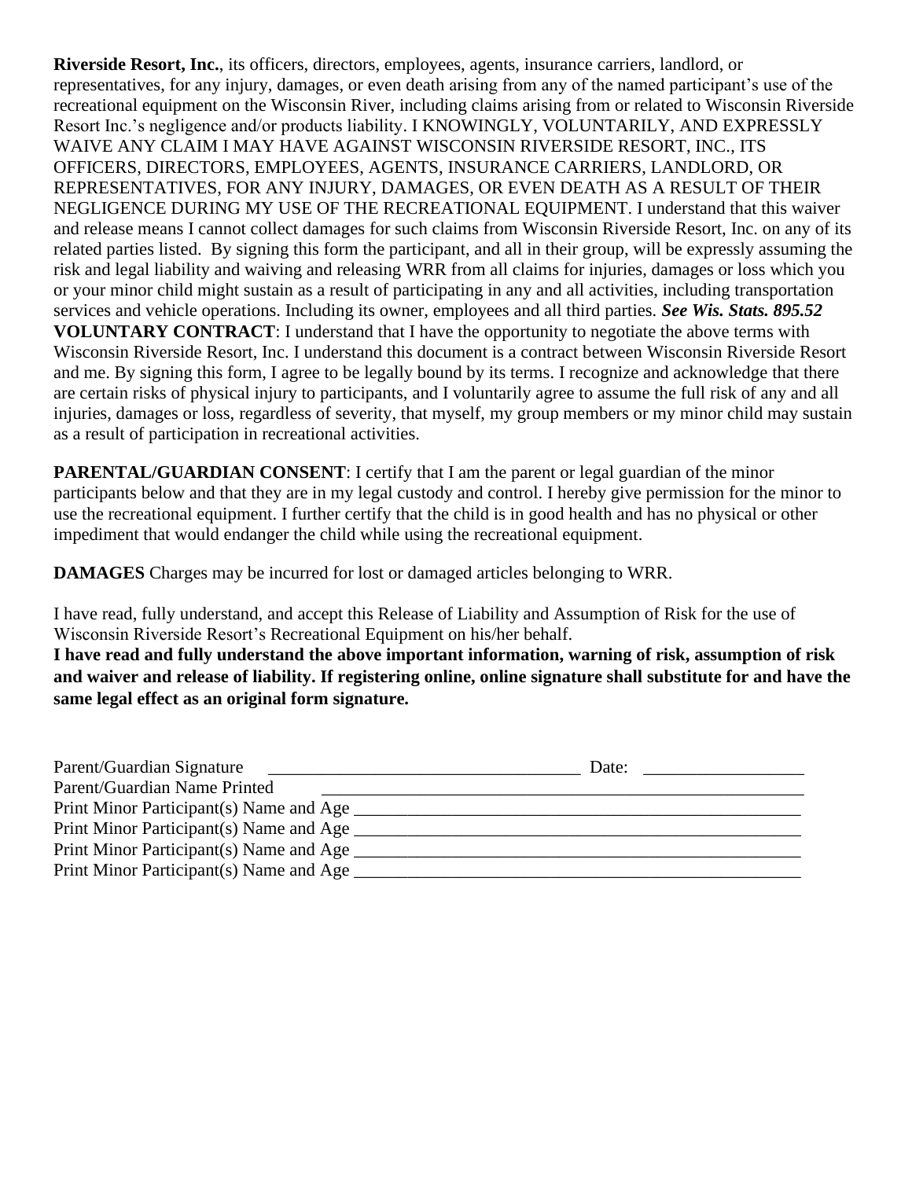**Riverside Resort, Inc.**, its officers, directors, employees, agents, insurance carriers, landlord, or representatives, for any injury, damages, or even death arising from any of the named participant's use of the recreational equipment on the Wisconsin River, including claims arising from or related to Wisconsin Riverside Resort Inc.'s negligence and/or products liability. I KNOWINGLY, VOLUNTARILY, AND EXPRESSLY WAIVE ANY CLAIM I MAY HAVE AGAINST WISCONSIN RIVERSIDE RESORT, INC., ITS OFFICERS, DIRECTORS, EMPLOYEES, AGENTS, INSURANCE CARRIERS, LANDLORD, OR REPRESENTATIVES, FOR ANY INJURY, DAMAGES, OR EVEN DEATH AS A RESULT OF THEIR NEGLIGENCE DURING MY USE OF THE RECREATIONAL EQUIPMENT. I understand that this waiver and release means I cannot collect damages for such claims from Wisconsin Riverside Resort, Inc. on any of its related parties listed. By signing this form the participant, and all in their group, will be expressly assuming the risk and legal liability and waiving and releasing WRR from all claims for injuries, damages or loss which you or your minor child might sustain as a result of participating in any and all activities, including transportation services and vehicle operations. Including its owner, employees and all third parties. ***See Wis. Stats. 895.52***
**VOLUNTARY CONTRACT**: I understand that I have the opportunity to negotiate the above terms with Wisconsin Riverside Resort, Inc. I understand this document is a contract between Wisconsin Riverside Resort and me. By signing this form, I agree to be legally bound by its terms. I recognize and acknowledge that there are certain risks of physical injury to participants, and I voluntarily agree to assume the full risk of any and all injuries, damages or loss, regardless of severity, that myself, my group members or my minor child may sustain as a result of participation in recreational activities.

**PARENTAL/GUARDIAN CONSENT**: I certify that I am the parent or legal guardian of the minor participants below and that they are in my legal custody and control. I hereby give permission for the minor to use the recreational equipment. I further certify that the child is in good health and has no physical or other impediment that would endanger the child while using the recreational equipment.

**DAMAGES** Charges may be incurred for lost or damaged articles belonging to WRR.

I have read, fully understand, and accept this Release of Liability and Assumption of Risk for the use of Wisconsin Riverside Resort's Recreational Equipment on his/her behalf.
**I have read and fully understand the above important information, warning of risk, assumption of risk and waiver and release of liability. If registering online, online signature shall substitute for and have the same legal effect as an original form signature.**

Parent/Guardian Signature ___________________________________ Date: _________________
Parent/Guardian Name Printed ______________________________________________________
Print Minor Participant(s) Name and Age ____________________________________________________
Print Minor Participant(s) Name and Age ____________________________________________________
Print Minor Participant(s) Name and Age ____________________________________________________
Print Minor Participant(s) Name and Age ____________________________________________________